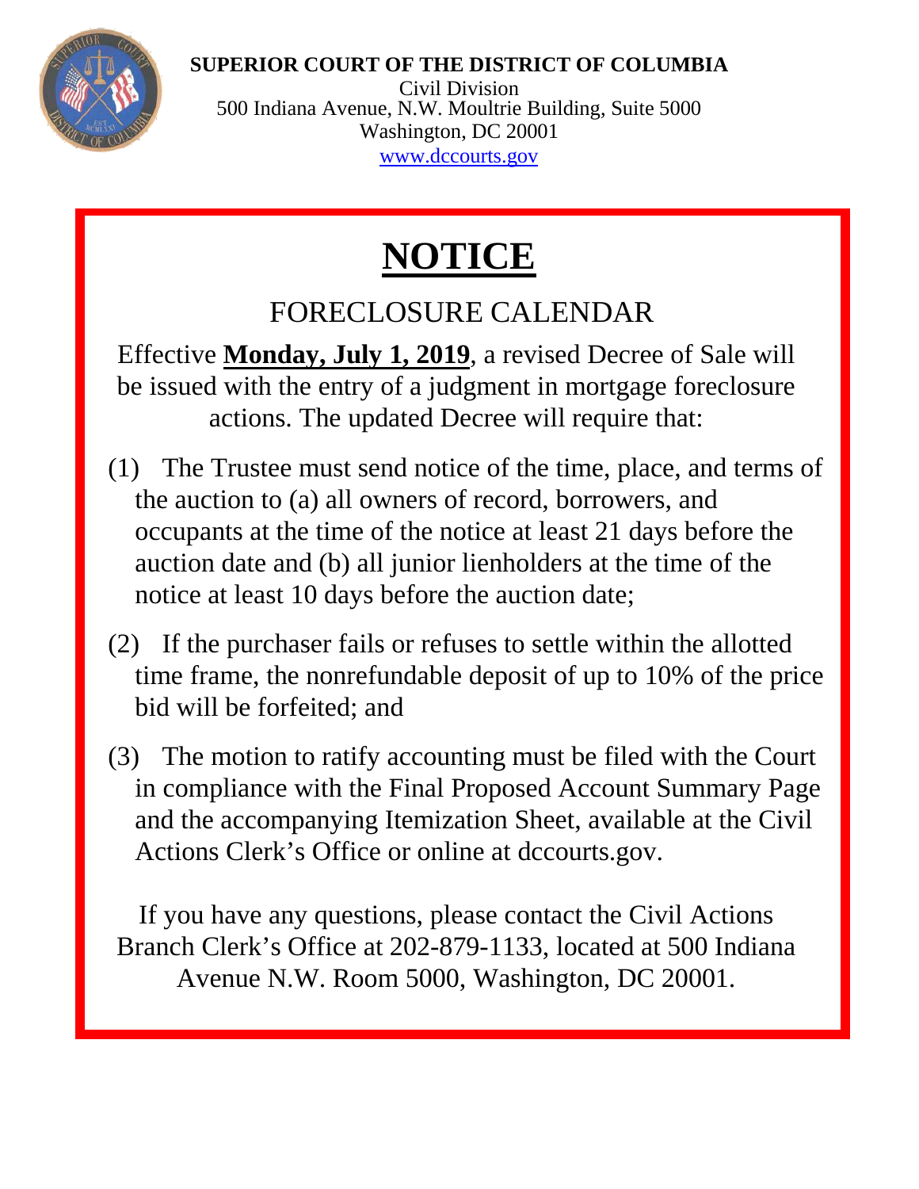**SUPERIOR COURT OF THE DISTRICT OF COLUMBIA**
Civil Division
500 Indiana Avenue, N.W. Moultrie Building, Suite 5000
Washington, DC 20001
www.dccourts.gov

# NOTICE

## FORECLOSURE CALENDAR

Effective **Monday, July 1, 2019**, a revised Decree of Sale will be issued with the entry of a judgment in mortgage foreclosure actions. The updated Decree will require that:

(1) The Trustee must send notice of the time, place, and terms of the auction to (a) all owners of record, borrowers, and occupants at the time of the notice at least 21 days before the auction date and (b) all junior lienholders at the time of the notice at least 10 days before the auction date;

(2) If the purchaser fails or refuses to settle within the allotted time frame, the nonrefundable deposit of up to 10% of the price bid will be forfeited; and

(3) The motion to ratify accounting must be filed with the Court in compliance with the Final Proposed Account Summary Page and the accompanying Itemization Sheet, available at the Civil Actions Clerk's Office or online at dccourts.gov.

If you have any questions, please contact the Civil Actions Branch Clerk's Office at 202-879-1133, located at 500 Indiana Avenue N.W. Room 5000, Washington, DC 20001.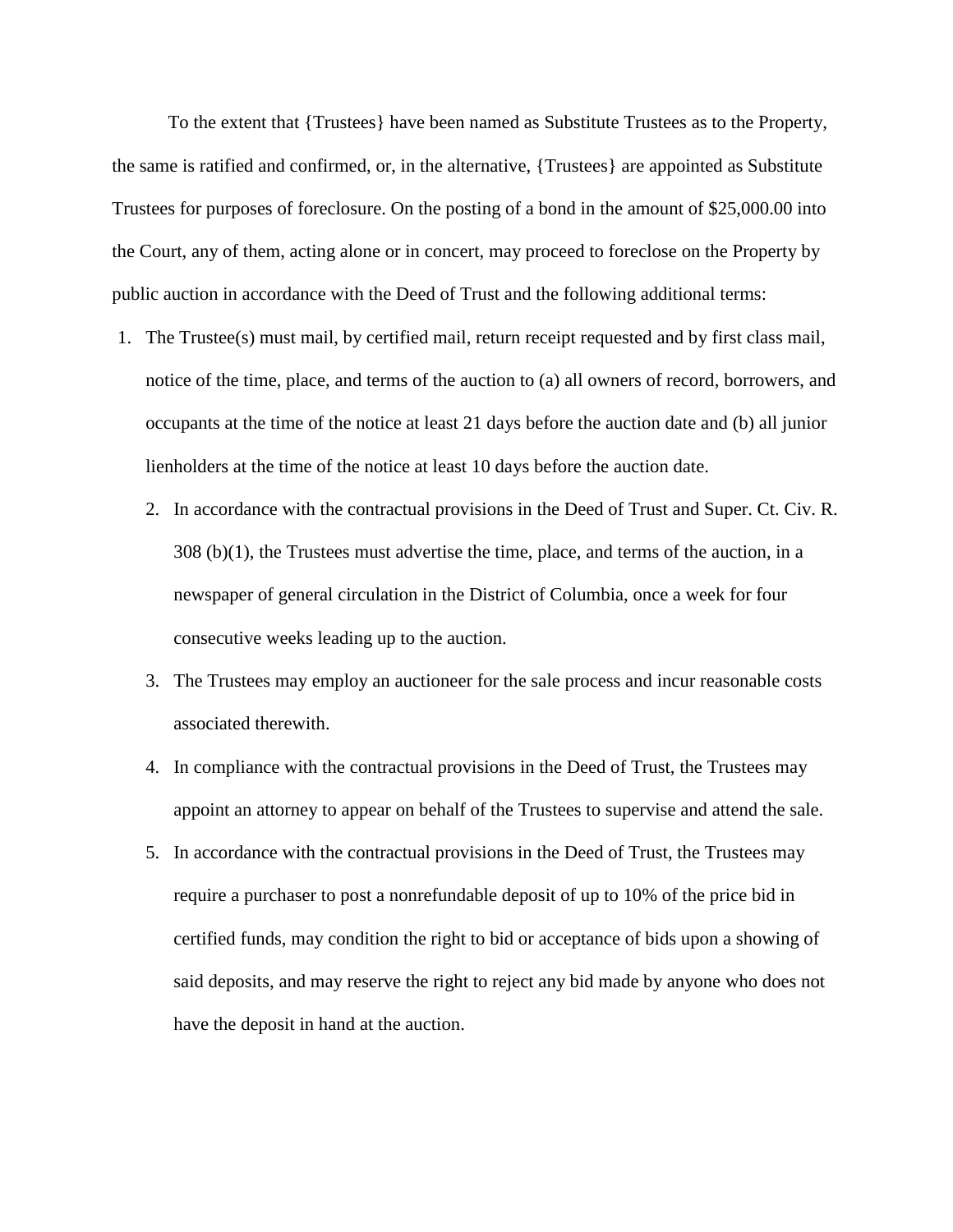To the extent that {Trustees} have been named as Substitute Trustees as to the Property, the same is ratified and confirmed, or, in the alternative, {Trustees} are appointed as Substitute Trustees for purposes of foreclosure. On the posting of a bond in the amount of $25,000.00 into the Court, any of them, acting alone or in concert, may proceed to foreclose on the Property by public auction in accordance with the Deed of Trust and the following additional terms:

1. The Trustee(s) must mail, by certified mail, return receipt requested and by first class mail, notice of the time, place, and terms of the auction to (a) all owners of record, borrowers, and occupants at the time of the notice at least 21 days before the auction date and (b) all junior lienholders at the time of the notice at least 10 days before the auction date.
2. In accordance with the contractual provisions in the Deed of Trust and Super. Ct. Civ. R. 308 (b)(1), the Trustees must advertise the time, place, and terms of the auction, in a newspaper of general circulation in the District of Columbia, once a week for four consecutive weeks leading up to the auction.
3. The Trustees may employ an auctioneer for the sale process and incur reasonable costs associated therewith.
4. In compliance with the contractual provisions in the Deed of Trust, the Trustees may appoint an attorney to appear on behalf of the Trustees to supervise and attend the sale.
5. In accordance with the contractual provisions in the Deed of Trust, the Trustees may require a purchaser to post a nonrefundable deposit of up to 10% of the price bid in certified funds, may condition the right to bid or acceptance of bids upon a showing of said deposits, and may reserve the right to reject any bid made by anyone who does not have the deposit in hand at the auction.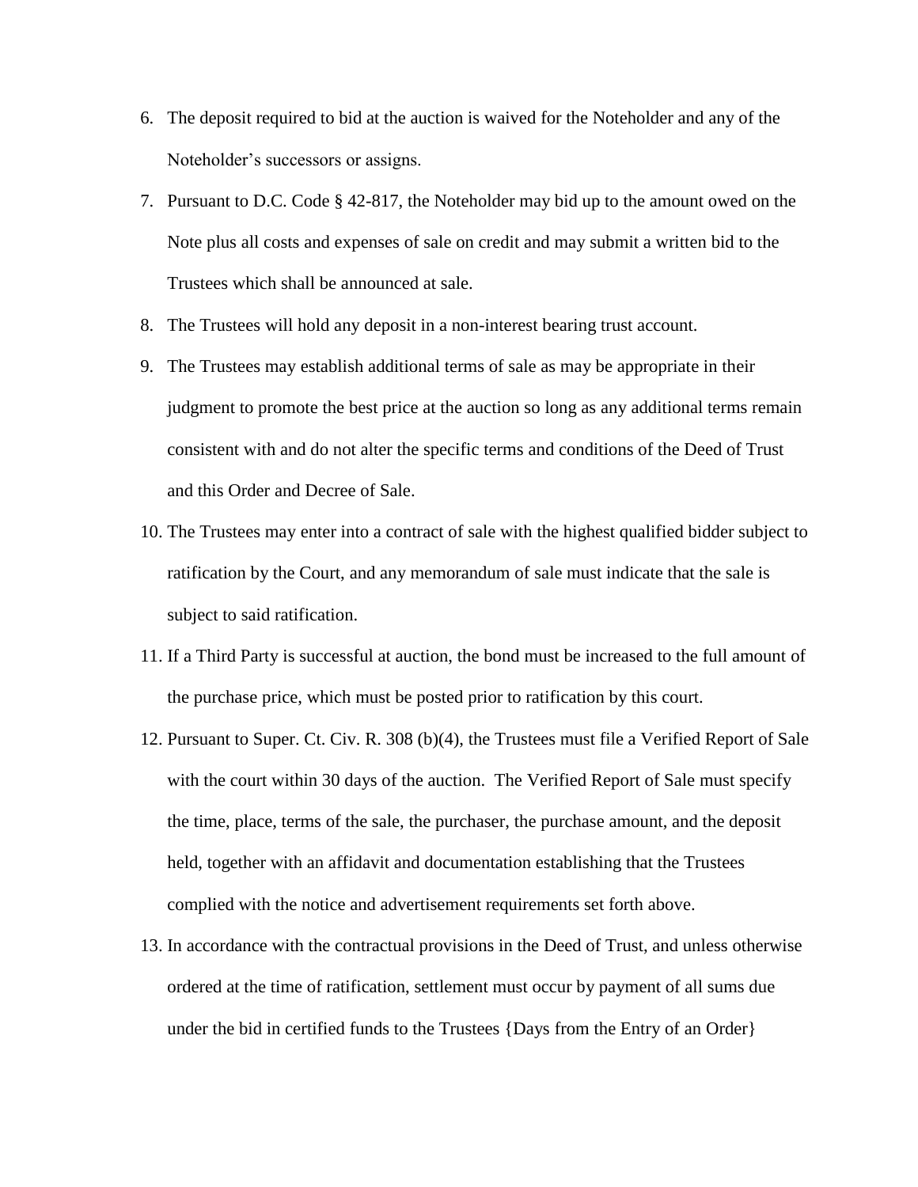6. The deposit required to bid at the auction is waived for the Noteholder and any of the Noteholder's successors or assigns.
7. Pursuant to D.C. Code § 42-817, the Noteholder may bid up to the amount owed on the Note plus all costs and expenses of sale on credit and may submit a written bid to the Trustees which shall be announced at sale.
8. The Trustees will hold any deposit in a non-interest bearing trust account.
9. The Trustees may establish additional terms of sale as may be appropriate in their judgment to promote the best price at the auction so long as any additional terms remain consistent with and do not alter the specific terms and conditions of the Deed of Trust and this Order and Decree of Sale.
10. The Trustees may enter into a contract of sale with the highest qualified bidder subject to ratification by the Court, and any memorandum of sale must indicate that the sale is subject to said ratification.
11. If a Third Party is successful at auction, the bond must be increased to the full amount of the purchase price, which must be posted prior to ratification by this court.
12. Pursuant to Super. Ct. Civ. R. 308 (b)(4), the Trustees must file a Verified Report of Sale with the court within 30 days of the auction. The Verified Report of Sale must specify the time, place, terms of the sale, the purchaser, the purchase amount, and the deposit held, together with an affidavit and documentation establishing that the Trustees complied with the notice and advertisement requirements set forth above.
13. In accordance with the contractual provisions in the Deed of Trust, and unless otherwise ordered at the time of ratification, settlement must occur by payment of all sums due under the bid in certified funds to the Trustees {Days from the Entry of an Order}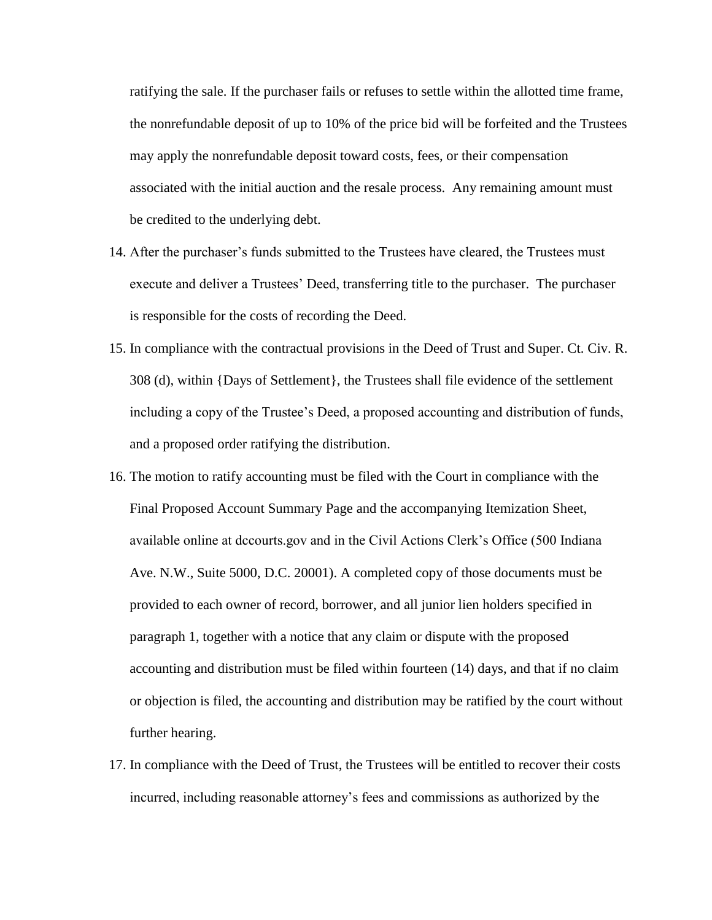ratifying the sale. If the purchaser fails or refuses to settle within the allotted time frame, the nonrefundable deposit of up to 10% of the price bid will be forfeited and the Trustees may apply the nonrefundable deposit toward costs, fees, or their compensation associated with the initial auction and the resale process. Any remaining amount must be credited to the underlying debt.

14. After the purchaser's funds submitted to the Trustees have cleared, the Trustees must execute and deliver a Trustees' Deed, transferring title to the purchaser. The purchaser is responsible for the costs of recording the Deed.
15. In compliance with the contractual provisions in the Deed of Trust and Super. Ct. Civ. R. 308 (d), within {Days of Settlement}, the Trustees shall file evidence of the settlement including a copy of the Trustee's Deed, a proposed accounting and distribution of funds, and a proposed order ratifying the distribution.
16. The motion to ratify accounting must be filed with the Court in compliance with the Final Proposed Account Summary Page and the accompanying Itemization Sheet, available online at dccourts.gov and in the Civil Actions Clerk's Office (500 Indiana Ave. N.W., Suite 5000, D.C. 20001). A completed copy of those documents must be provided to each owner of record, borrower, and all junior lien holders specified in paragraph 1, together with a notice that any claim or dispute with the proposed accounting and distribution must be filed within fourteen (14) days, and that if no claim or objection is filed, the accounting and distribution may be ratified by the court without further hearing.
17. In compliance with the Deed of Trust, the Trustees will be entitled to recover their costs incurred, including reasonable attorney's fees and commissions as authorized by the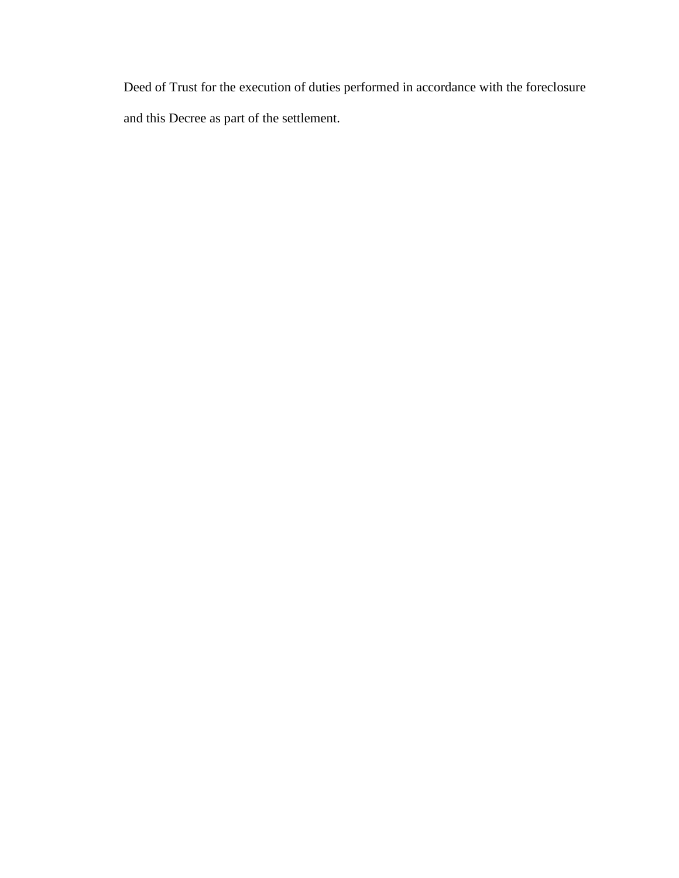Deed of Trust for the execution of duties performed in accordance with the foreclosure and this Decree as part of the settlement.